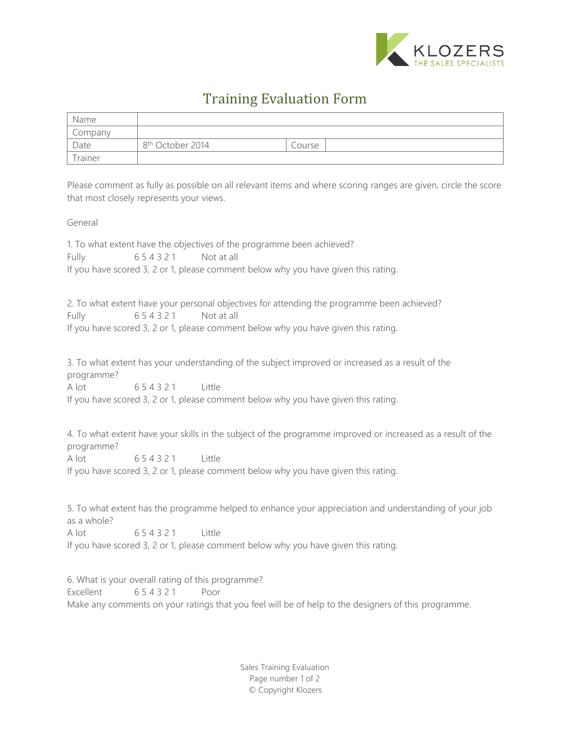KLOZERS
THE SALES SPECIALISTS

# Training Evaluation Form

| Name | | | |
|---|---|---|---|
| Company | | | |
| Date | 8th October 2014 | Course | |
| Trainer | | | |

Please comment as fully as possible on all relevant items and where scoring ranges are given, circle the score that most closely represents your views.

General

1. To what extent have the objectives of the programme been achieved?
Fully 6 5 4 3 2 1 Not at all
If you have scored 3, 2 or 1, please comment below why you have given this rating.

2. To what extent have your personal objectives for attending the programme been achieved?
Fully 6 5 4 3 2 1 Not at all
If you have scored 3, 2 or 1, please comment below why you have given this rating.

3. To what extent has your understanding of the subject improved or increased as a result of the programme?
A lot 6 5 4 3 2 1 Little
If you have scored 3, 2 or 1, please comment below why you have given this rating.

4. To what extent have your skills in the subject of the programme improved or increased as a result of the programme?
A lot 6 5 4 3 2 1 Little
If you have scored 3, 2 or 1, please comment below why you have given this rating.

5. To what extent has the programme helped to enhance your appreciation and understanding of your job as a whole?
A lot 6 5 4 3 2 1 Little
If you have scored 3, 2 or 1, please comment below why you have given this rating.

6. What is your overall rating of this programme?
Excellent 6 5 4 3 2 1 Poor
Make any comments on your ratings that you feel will be of help to the designers of this programme.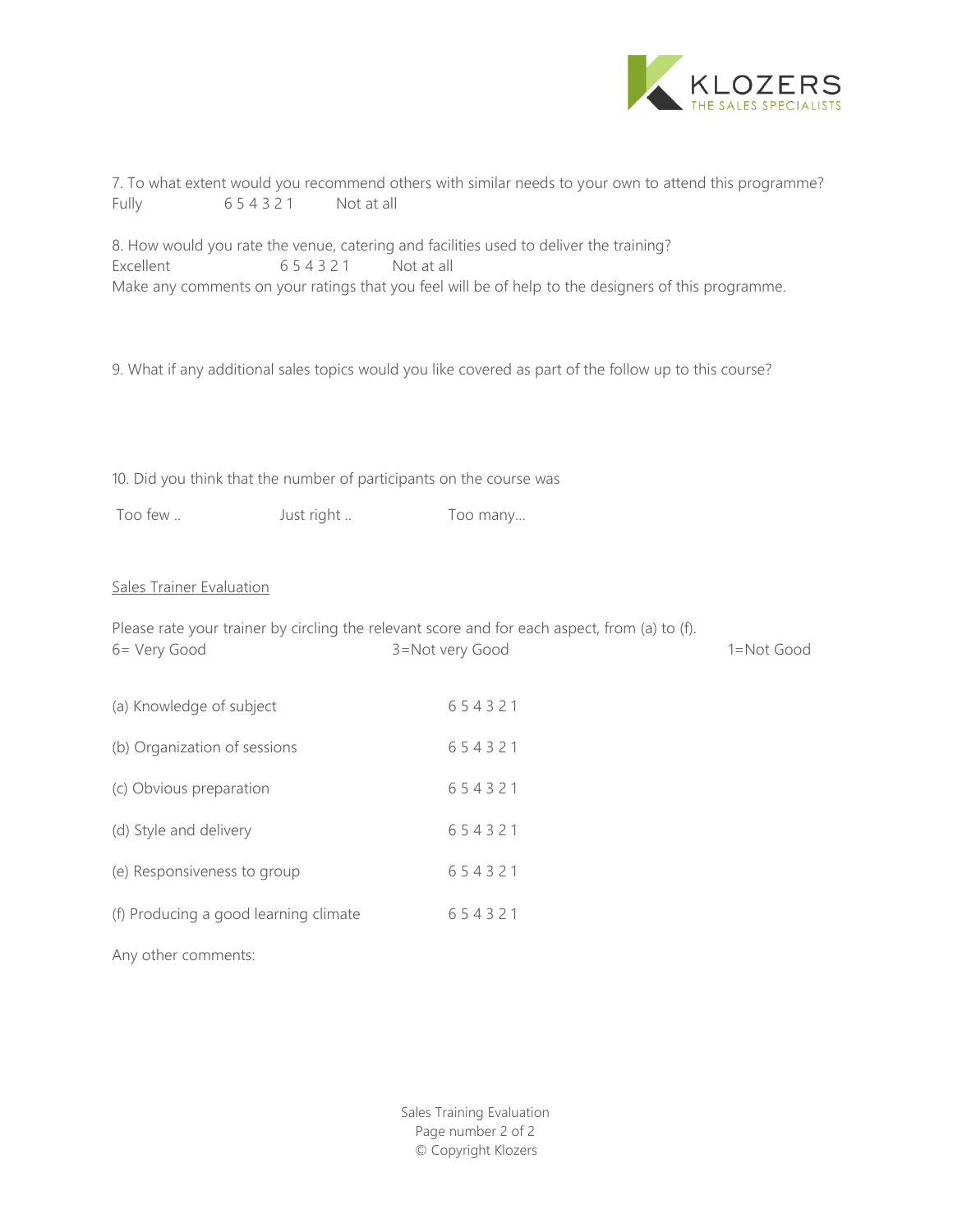7. To what extent would you recommend others with similar needs to your own to attend this programme?
Fully 6 5 4 3 2 1 Not at all

8. How would you rate the venue, catering and facilities used to deliver the training?
Excellent 6 5 4 3 2 1 Not at all
Make any comments on your ratings that you feel will be of help to the designers of this programme.

9. What if any additional sales topics would you like covered as part of the follow up to this course?

10. Did you think that the number of participants on the course was

Too few .. Just right .. Too many...

<u>Sales Trainer Evaluation</u>

Please rate your trainer by circling the relevant score and for each aspect, from (a) to (f).
6= Very Good 3=Not very Good 1=Not Good

| | |
|---|---|
| (a) Knowledge of subject | 6 5 4 3 2 1 |
| (b) Organization of sessions | 6 5 4 3 2 1 |
| (c) Obvious preparation | 6 5 4 3 2 1 |
| (d) Style and delivery | 6 5 4 3 2 1 |
| (e) Responsiveness to group | 6 5 4 3 2 1 |
| (f) Producing a good learning climate | 6 5 4 3 2 1 |

Any other comments: